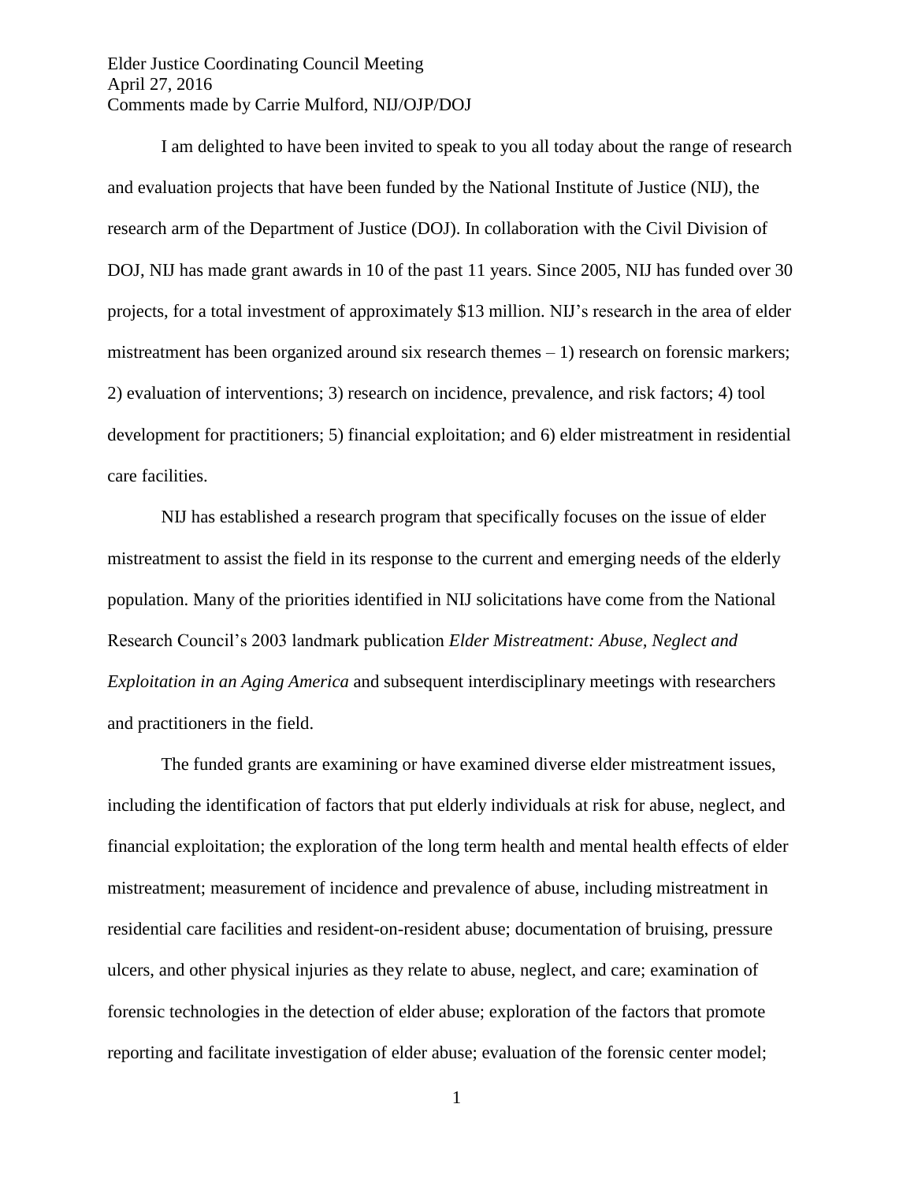Elder Justice Coordinating Council Meeting
April 27, 2016
Comments made by Carrie Mulford, NIJ/OJP/DOJ

I am delighted to have been invited to speak to you all today about the range of research and evaluation projects that have been funded by the National Institute of Justice (NIJ), the research arm of the Department of Justice (DOJ). In collaboration with the Civil Division of DOJ, NIJ has made grant awards in 10 of the past 11 years. Since 2005, NIJ has funded over 30 projects, for a total investment of approximately $13 million. NIJ's research in the area of elder mistreatment has been organized around six research themes – 1) research on forensic markers; 2) evaluation of interventions; 3) research on incidence, prevalence, and risk factors; 4) tool development for practitioners; 5) financial exploitation; and 6) elder mistreatment in residential care facilities.

NIJ has established a research program that specifically focuses on the issue of elder mistreatment to assist the field in its response to the current and emerging needs of the elderly population. Many of the priorities identified in NIJ solicitations have come from the National Research Council's 2003 landmark publication *Elder Mistreatment: Abuse, Neglect and Exploitation in an Aging America* and subsequent interdisciplinary meetings with researchers and practitioners in the field.

The funded grants are examining or have examined diverse elder mistreatment issues, including the identification of factors that put elderly individuals at risk for abuse, neglect, and financial exploitation; the exploration of the long term health and mental health effects of elder mistreatment; measurement of incidence and prevalence of abuse, including mistreatment in residential care facilities and resident-on-resident abuse; documentation of bruising, pressure ulcers, and other physical injuries as they relate to abuse, neglect, and care; examination of forensic technologies in the detection of elder abuse; exploration of the factors that promote reporting and facilitate investigation of elder abuse; evaluation of the forensic center model;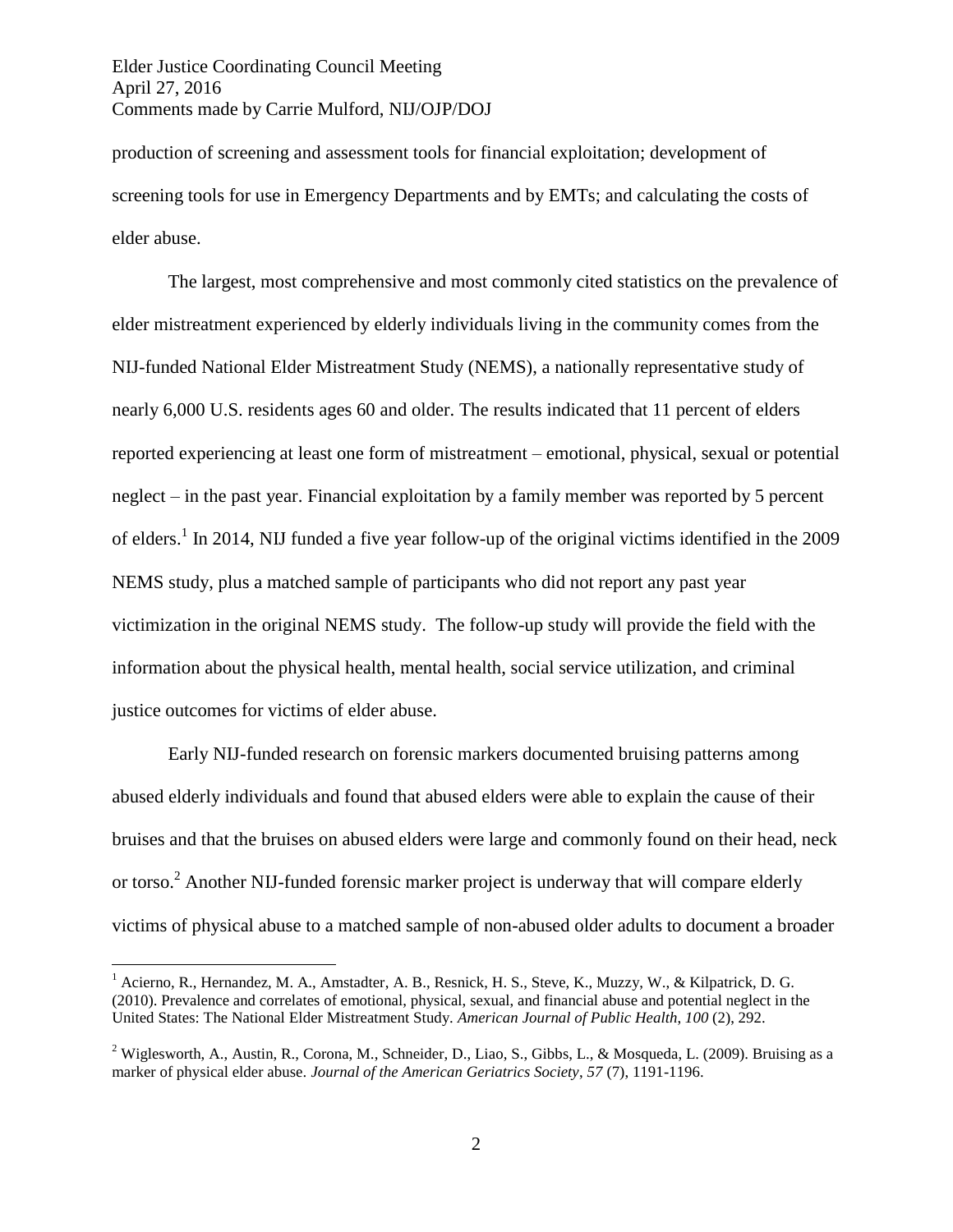production of screening and assessment tools for financial exploitation; development of screening tools for use in Emergency Departments and by EMTs; and calculating the costs of elder abuse.

The largest, most comprehensive and most commonly cited statistics on the prevalence of elder mistreatment experienced by elderly individuals living in the community comes from the NIJ-funded National Elder Mistreatment Study (NEMS), a nationally representative study of nearly 6,000 U.S. residents ages 60 and older. The results indicated that 11 percent of elders reported experiencing at least one form of mistreatment – emotional, physical, sexual or potential neglect – in the past year. Financial exploitation by a family member was reported by 5 percent of elders.[1] In 2014, NIJ funded a five year follow-up of the original victims identified in the 2009 NEMS study, plus a matched sample of participants who did not report any past year victimization in the original NEMS study. The follow-up study will provide the field with the information about the physical health, mental health, social service utilization, and criminal justice outcomes for victims of elder abuse.

Early NIJ-funded research on forensic markers documented bruising patterns among abused elderly individuals and found that abused elders were able to explain the cause of their bruises and that the bruises on abused elders were large and commonly found on their head, neck or torso.[2] Another NIJ-funded forensic marker project is underway that will compare elderly victims of physical abuse to a matched sample of non-abused older adults to document a broader

[1] Acierno, R., Hernandez, M. A., Amstadter, A. B., Resnick, H. S., Steve, K., Muzzy, W., & Kilpatrick, D. G. (2010). Prevalence and correlates of emotional, physical, sexual, and financial abuse and potential neglect in the United States: The National Elder Mistreatment Study. *American Journal of Public Health*, *100* (2), 292.

[2] Wiglesworth, A., Austin, R., Corona, M., Schneider, D., Liao, S., Gibbs, L., & Mosqueda, L. (2009). Bruising as a marker of physical elder abuse. *Journal of the American Geriatrics Society*, *57* (7), 1191-1196.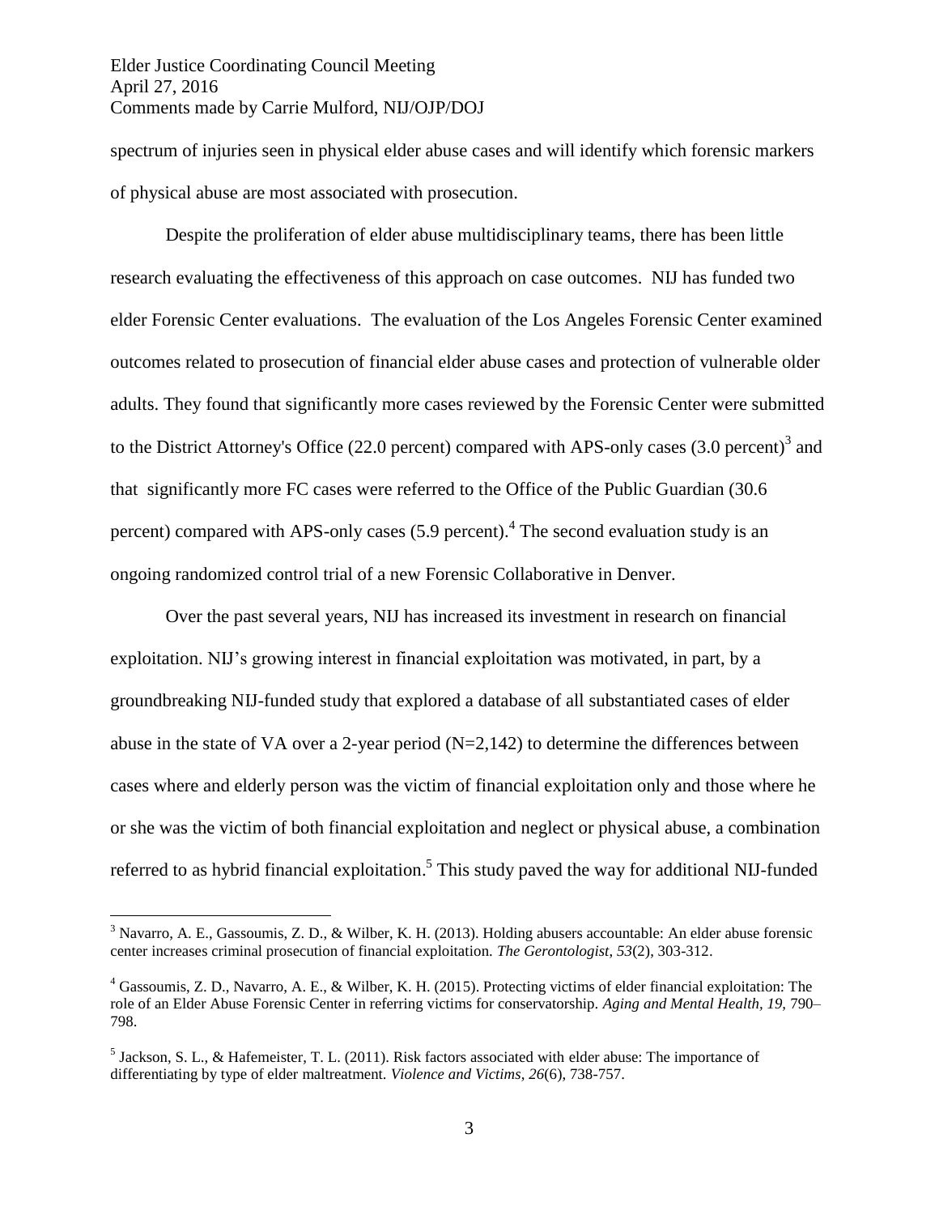spectrum of injuries seen in physical elder abuse cases and will identify which forensic markers of physical abuse are most associated with prosecution.

Despite the proliferation of elder abuse multidisciplinary teams, there has been little research evaluating the effectiveness of this approach on case outcomes. NIJ has funded two elder Forensic Center evaluations. The evaluation of the Los Angeles Forensic Center examined outcomes related to prosecution of financial elder abuse cases and protection of vulnerable older adults. They found that significantly more cases reviewed by the Forensic Center were submitted to the District Attorney's Office (22.0 percent) compared with APS-only cases (3.0 percent)[3] and that significantly more FC cases were referred to the Office of the Public Guardian (30.6 percent) compared with APS-only cases (5.9 percent).[4] The second evaluation study is an ongoing randomized control trial of a new Forensic Collaborative in Denver.

Over the past several years, NIJ has increased its investment in research on financial exploitation. NIJ's growing interest in financial exploitation was motivated, in part, by a groundbreaking NIJ-funded study that explored a database of all substantiated cases of elder abuse in the state of VA over a 2-year period (N=2,142) to determine the differences between cases where and elderly person was the victim of financial exploitation only and those where he or she was the victim of both financial exploitation and neglect or physical abuse, a combination referred to as hybrid financial exploitation.[5] This study paved the way for additional NIJ-funded

---

[3] Navarro, A. E., Gassoumis, Z. D., & Wilber, K. H. (2013). Holding abusers accountable: An elder abuse forensic center increases criminal prosecution of financial exploitation. *The Gerontologist*, *53*(2), 303-312.

[4] Gassoumis, Z. D., Navarro, A. E., & Wilber, K. H. (2015). Protecting victims of elder financial exploitation: The role of an Elder Abuse Forensic Center in referring victims for conservatorship. *Aging and Mental Health, 19*, 790–798.

[5] Jackson, S. L., & Hafemeister, T. L. (2011). Risk factors associated with elder abuse: The importance of differentiating by type of elder maltreatment. *Violence and Victims*, *26*(6), 738-757.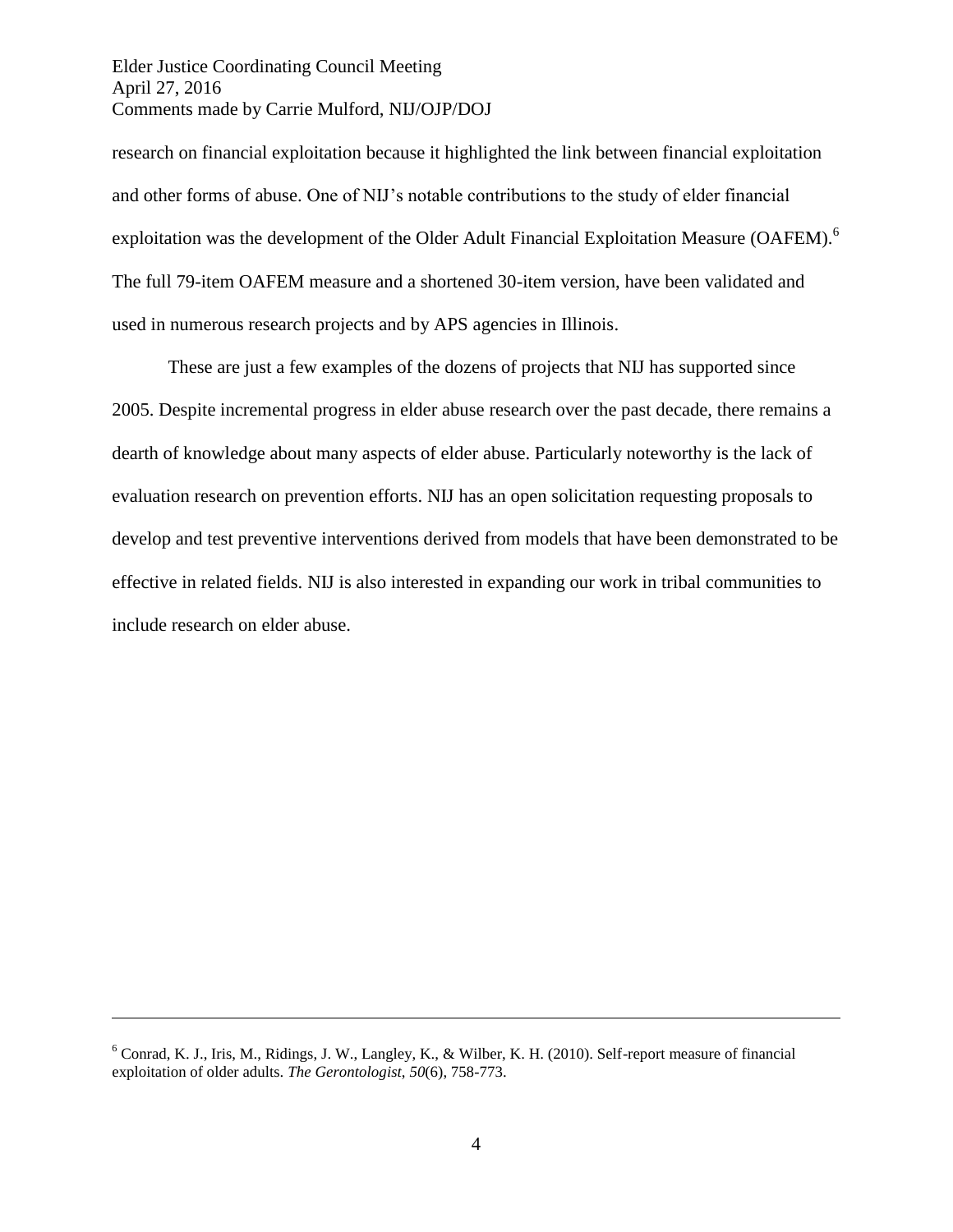research on financial exploitation because it highlighted the link between financial exploitation and other forms of abuse. One of NIJ's notable contributions to the study of elder financial exploitation was the development of the Older Adult Financial Exploitation Measure (OAFEM).[6] The full 79-item OAFEM measure and a shortened 30-item version, have been validated and used in numerous research projects and by APS agencies in Illinois.

These are just a few examples of the dozens of projects that NIJ has supported since 2005. Despite incremental progress in elder abuse research over the past decade, there remains a dearth of knowledge about many aspects of elder abuse. Particularly noteworthy is the lack of evaluation research on prevention efforts. NIJ has an open solicitation requesting proposals to develop and test preventive interventions derived from models that have been demonstrated to be effective in related fields. NIJ is also interested in expanding our work in tribal communities to include research on elder abuse.

---

[6] Conrad, K. J., Iris, M., Ridings, J. W., Langley, K., & Wilber, K. H. (2010). Self-report measure of financial exploitation of older adults. *The Gerontologist*, *50*(6), 758-773.